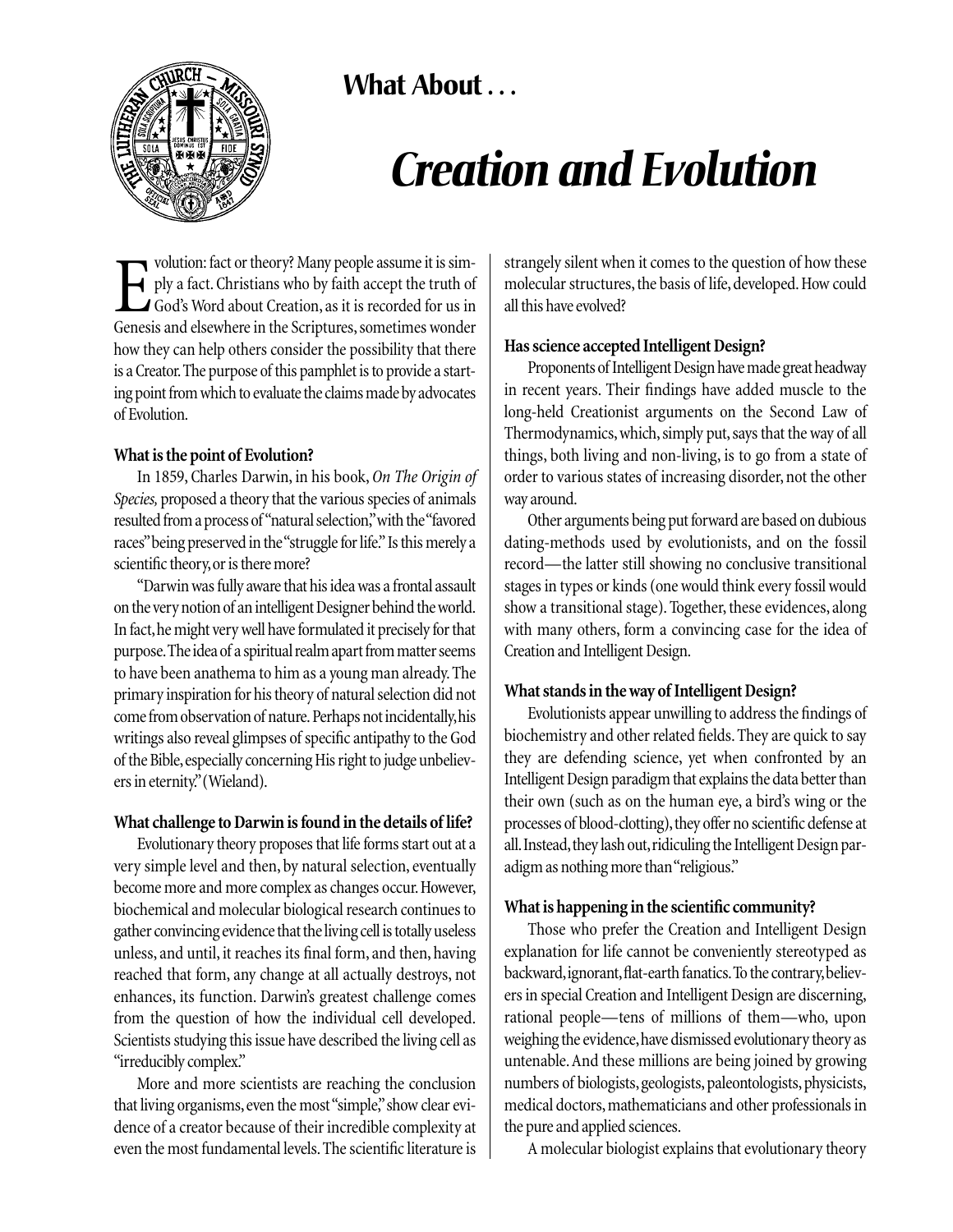## What About . . .

# *Creation and Evolution*

Evolution: fact or theory? Many people assume it is simply a fact. Christians who by faith accept the truth of God's Word about Creation, as it is recorded for us in Genesis and elsewhere in the Scriptures, sometimes wonder how they can help others consider the possibility that there is a Creator. The purpose of this pamphlet is to provide a starting point from which to evaluate the claims made by advocates of Evolution.

**What is the point of Evolution?**

In 1859, Charles Darwin, in his book, *On The Origin of Species,* proposed a theory that the various species of animals resulted from a process of "natural selection," with the "favored races" being preserved in the "struggle for life." Is this merely a scientific theory, or is there more?

"Darwin was fully aware that his idea was a frontal assault on the very notion of an intelligent Designer behind the world. In fact, he might very well have formulated it precisely for that purpose. The idea of a spiritual realm apart from matter seems to have been anathema to him as a young man already. The primary inspiration for his theory of natural selection did not come from observation of nature. Perhaps not incidentally, his writings also reveal glimpses of specific antipathy to the God of the Bible, especially concerning His right to judge unbelievers in eternity." (Wieland).

**What challenge to Darwin is found in the details of life?**

Evolutionary theory proposes that life forms start out at a very simple level and then, by natural selection, eventually become more and more complex as changes occur. However, biochemical and molecular biological research continues to gather convincing evidence that the living cell is totally useless unless, and until, it reaches its final form, and then, having reached that form, any change at all actually destroys, not enhances, its function. Darwin's greatest challenge comes from the question of how the individual cell developed. Scientists studying this issue have described the living cell as "irreducibly complex."

More and more scientists are reaching the conclusion that living organisms, even the most "simple," show clear evidence of a creator because of their incredible complexity at even the most fundamental levels. The scientific literature is strangely silent when it comes to the question of how these molecular structures, the basis of life, developed. How could all this have evolved?

**Has science accepted Intelligent Design?**

Proponents of Intelligent Design have made great headway in recent years. Their findings have added muscle to the long-held Creationist arguments on the Second Law of Thermodynamics, which, simply put, says that the way of all things, both living and non-living, is to go from a state of order to various states of increasing disorder, not the other way around.

Other arguments being put forward are based on dubious dating-methods used by evolutionists, and on the fossil record—the latter still showing no conclusive transitional stages in types or kinds (one would think every fossil would show a transitional stage). Together, these evidences, along with many others, form a convincing case for the idea of Creation and Intelligent Design.

**What stands in the way of Intelligent Design?**

Evolutionists appear unwilling to address the findings of biochemistry and other related fields. They are quick to say they are defending science, yet when confronted by an Intelligent Design paradigm that explains the data better than their own (such as on the human eye, a bird's wing or the processes of blood-clotting), they offer no scientific defense at all. Instead, they lash out, ridiculing the Intelligent Design paradigm as nothing more than "religious."

**What is happening in the scientific community?**

Those who prefer the Creation and Intelligent Design explanation for life cannot be conveniently stereotyped as backward, ignorant, flat-earth fanatics. To the contrary, believers in special Creation and Intelligent Design are discerning, rational people—tens of millions of them—who, upon weighing the evidence, have dismissed evolutionary theory as untenable. And these millions are being joined by growing numbers of biologists, geologists, paleontologists, physicists, medical doctors, mathematicians and other professionals in the pure and applied sciences.

A molecular biologist explains that evolutionary theory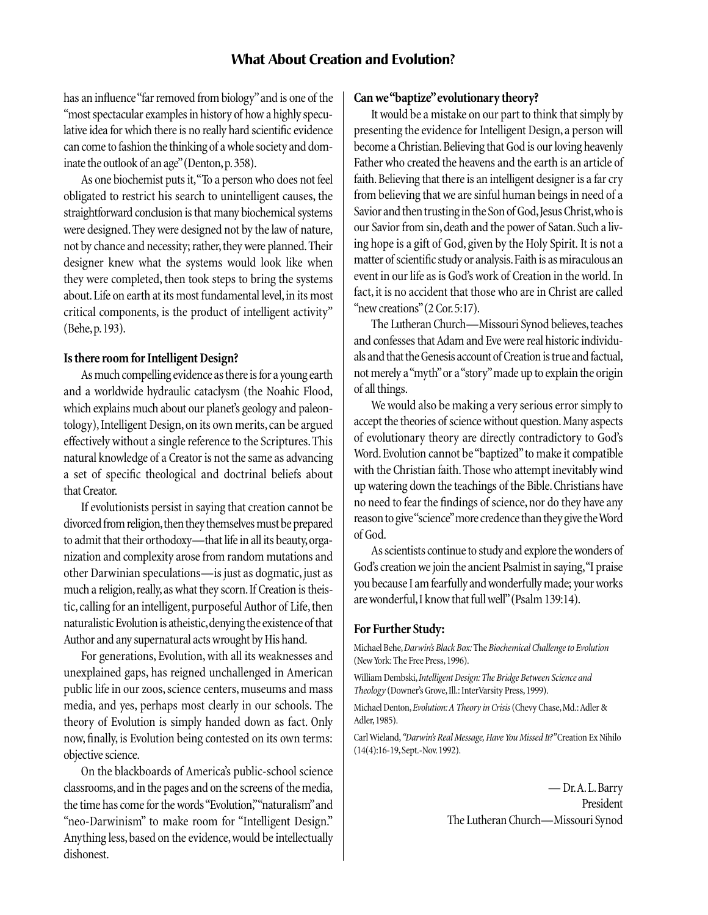has an influence "far removed from biology" and is one of the "most spectacular examples in history of how a highly speculative idea for which there is no really hard scientific evidence can come to fashion the thinking of a whole society and dominate the outlook of an age" (Denton, p. 358).

As one biochemist puts it, "To a person who does not feel obligated to restrict his search to unintelligent causes, the straightforward conclusion is that many biochemical systems were designed. They were designed not by the law of nature, not by chance and necessity; rather, they were planned. Their designer knew what the systems would look like when they were completed, then took steps to bring the systems about. Life on earth at its most fundamental level, in its most critical components, is the product of intelligent activity" (Behe, p. 193).

**Is there room for Intelligent Design?**

As much compelling evidence as there is for a young earth and a worldwide hydraulic cataclysm (the Noahic Flood, which explains much about our planet's geology and paleontology), Intelligent Design, on its own merits, can be argued effectively without a single reference to the Scriptures. This natural knowledge of a Creator is not the same as advancing a set of specific theological and doctrinal beliefs about that Creator.

If evolutionists persist in saying that creation cannot be divorced from religion, then they themselves must be prepared to admit that their orthodoxy—that life in all its beauty, organization and complexity arose from random mutations and other Darwinian speculations—is just as dogmatic, just as much a religion, really, as what they scorn. If Creation is theistic, calling for an intelligent, purposeful Author of Life, then naturalistic Evolution is atheistic, denying the existence of that Author and any supernatural acts wrought by His hand.

For generations, Evolution, with all its weaknesses and unexplained gaps, has reigned unchallenged in American public life in our zoos, science centers, museums and mass media, and yes, perhaps most clearly in our schools. The theory of Evolution is simply handed down as fact. Only now, finally, is Evolution being contested on its own terms: objective science.

On the blackboards of America's public-school science classrooms, and in the pages and on the screens of the media, the time has come for the words "Evolution," "naturalism" and "neo-Darwinism" to make room for "Intelligent Design." Anything less, based on the evidence, would be intellectually dishonest.

**Can we "baptize" evolutionary theory?**

It would be a mistake on our part to think that simply by presenting the evidence for Intelligent Design, a person will become a Christian. Believing that God is our loving heavenly Father who created the heavens and the earth is an article of faith. Believing that there is an intelligent designer is a far cry from believing that we are sinful human beings in need of a Savior and then trusting in the Son of God, Jesus Christ, who is our Savior from sin, death and the power of Satan. Such a living hope is a gift of God, given by the Holy Spirit. It is not a matter of scientific study or analysis. Faith is as miraculous an event in our life as is God's work of Creation in the world. In fact, it is no accident that those who are in Christ are called "new creations" (2 Cor. 5:17).

The Lutheran Church—Missouri Synod believes, teaches and confesses that Adam and Eve were real historic individuals and that the Genesis account of Creation is true and factual, not merely a "myth" or a "story" made up to explain the origin of all things.

We would also be making a very serious error simply to accept the theories of science without question. Many aspects of evolutionary theory are directly contradictory to God's Word. Evolution cannot be "baptized" to make it compatible with the Christian faith. Those who attempt inevitably wind up watering down the teachings of the Bible. Christians have no need to fear the findings of science, nor do they have any reason to give "science" more credence than they give the Word of God.

As scientists continue to study and explore the wonders of God's creation we join the ancient Psalmist in saying, "I praise you because I am fearfully and wonderfully made; your works are wonderful, I know that full well" (Psalm 139:14).

**For Further Study:**

Michael Behe, *Darwin's Black Box:* The *Biochemical Challenge to Evolution* (New York: The Free Press, 1996).

William Dembski, *Intelligent Design: The Bridge Between Science and Theology* (Downer's Grove, Ill.: InterVarsity Press, 1999).

Michael Denton, *Evolution: A Theory in Crisis* (Chevy Chase, Md.: Adler & Adler, 1985).

Carl Wieland, *"Darwin's Real Message, Have You Missed It?"* Creation Ex Nihilo (14(4):16-19, Sept.-Nov. 1992).

— Dr. A. L. Barry
President
The Lutheran Church—Missouri Synod